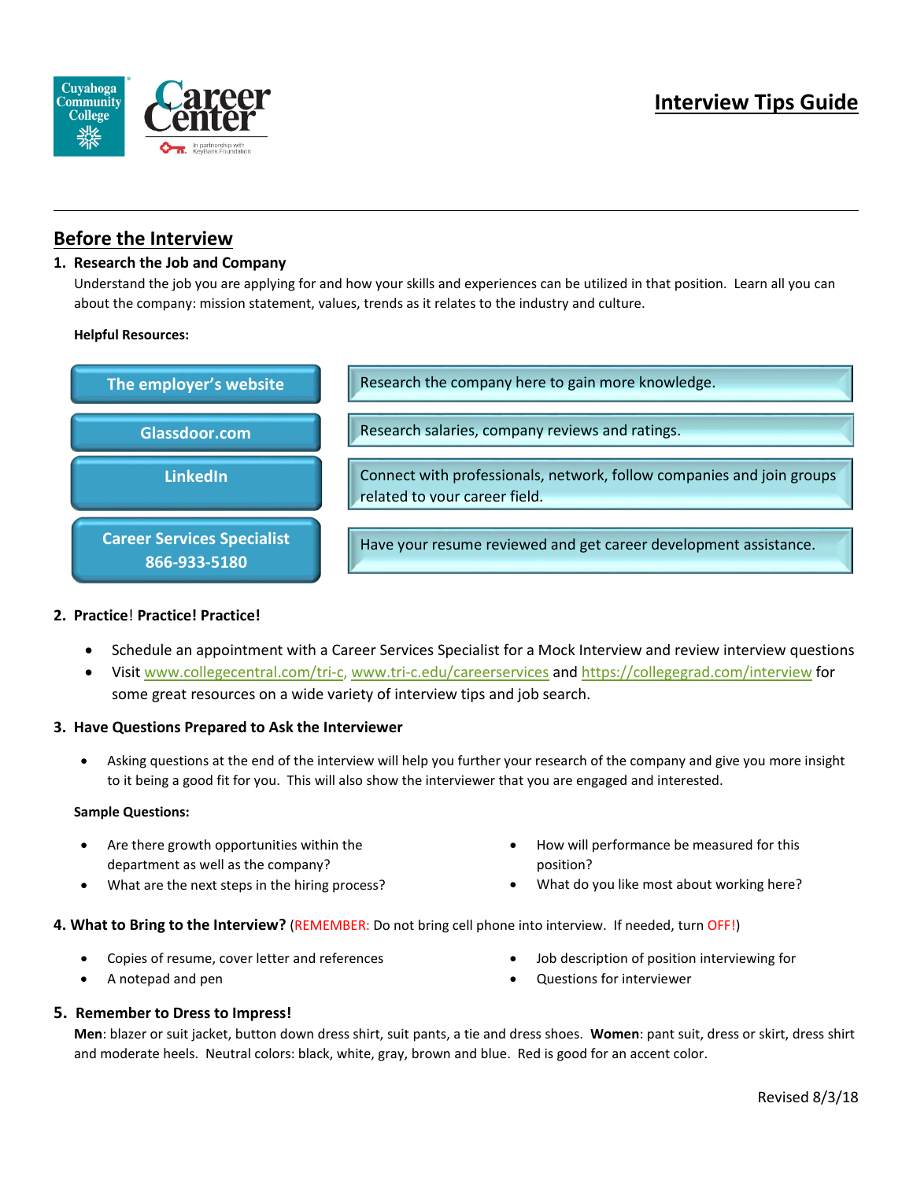Cuyahoga Community College

Career Center

In partnership with KeyBank Foundation

# Interview Tips Guide

## Before the Interview

### 1. Research the Job and Company

Understand the job you are applying for and how your skills and experiences can be utilized in that position. Learn all you can about the company: mission statement, values, trends as it relates to the industry and culture.

**Helpful Resources:**

| Resource | Description |
| --- | --- |
| The employer's website | Research the company here to gain more knowledge. |
| Glassdoor.com | Research salaries, company reviews and ratings. |
| LinkedIn | Connect with professionals, network, follow companies and join groups related to your career field. |
| Career Services Specialist 866-933-5180 | Have your resume reviewed and get career development assistance. |

### 2. Practice! Practice! Practice!

- Schedule an appointment with a Career Services Specialist for a Mock Interview and review interview questions
- Visit www.collegecentral.com/tri-c, www.tri-c.edu/careerservices and https://collegegrad.com/interview for some great resources on a wide variety of interview tips and job search.

### 3. Have Questions Prepared to Ask the Interviewer

- Asking questions at the end of the interview will help you further your research of the company and give you more insight to it being a good fit for you. This will also show the interviewer that you are engaged and interested.

**Sample Questions:**

- Are there growth opportunities within the department as well as the company?
- What are the next steps in the hiring process?
- How will performance be measured for this position?
- What do you like most about working here?

### 4. What to Bring to the Interview? (REMEMBER: Do not bring cell phone into interview. If needed, turn OFF!)

- Copies of resume, cover letter and references
- A notepad and pen
- Job description of position interviewing for
- Questions for interviewer

### 5. Remember to Dress to Impress!

**Men**: blazer or suit jacket, button down dress shirt, suit pants, a tie and dress shoes. **Women**: pant suit, dress or skirt, dress shirt and moderate heels. Neutral colors: black, white, gray, brown and blue. Red is good for an accent color.

Revised 8/3/18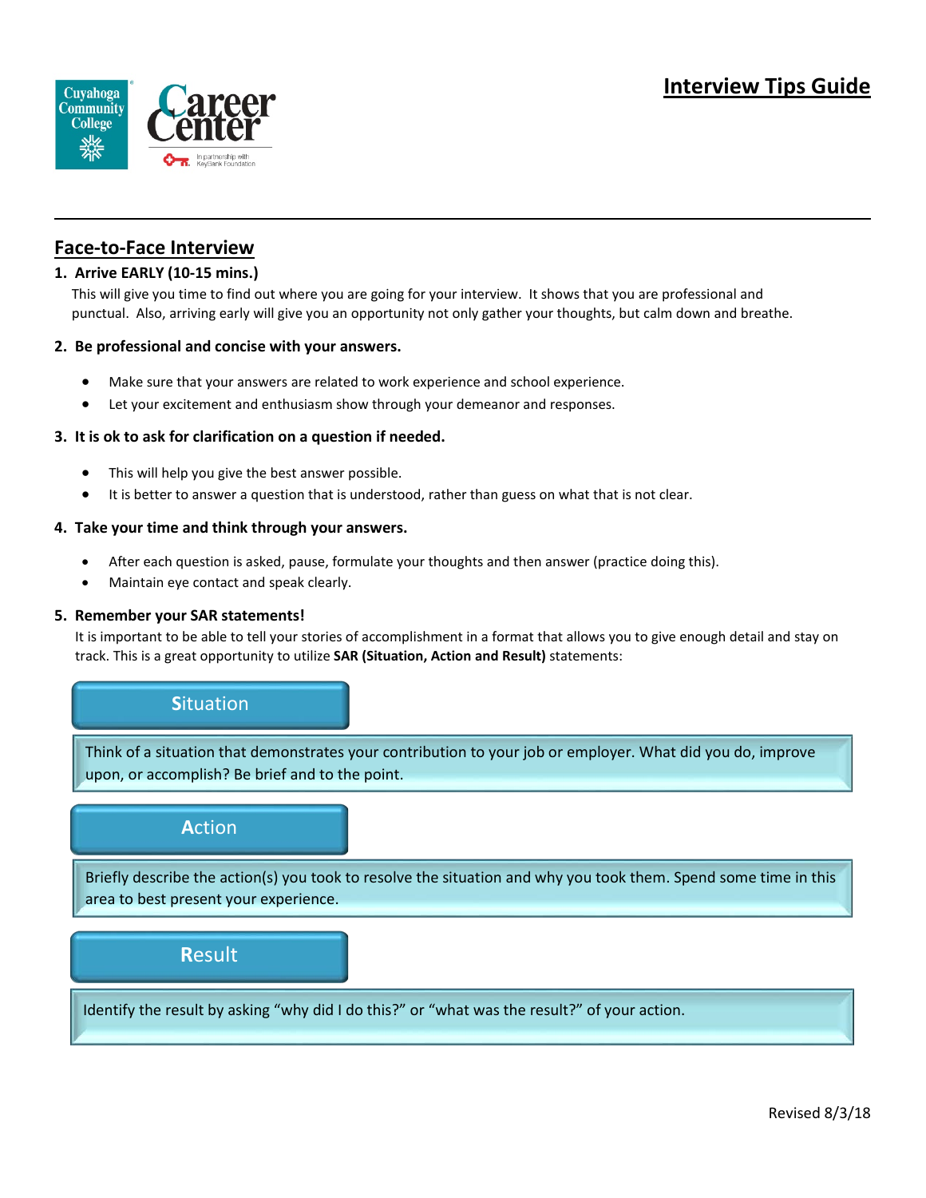# Interview Tips Guide

## Face-to-Face Interview

**1. Arrive EARLY (10-15 mins.)**

This will give you time to find out where you are going for your interview. It shows that you are professional and punctual. Also, arriving early will give you an opportunity not only gather your thoughts, but calm down and breathe.

**2. Be professional and concise with your answers.**

- Make sure that your answers are related to work experience and school experience.
- Let your excitement and enthusiasm show through your demeanor and responses.

**3. It is ok to ask for clarification on a question if needed.**

- This will help you give the best answer possible.
- It is better to answer a question that is understood, rather than guess on what that is not clear.

**4. Take your time and think through your answers.**

- After each question is asked, pause, formulate your thoughts and then answer (practice doing this).
- Maintain eye contact and speak clearly.

**5. Remember your SAR statements!**

It is important to be able to tell your stories of accomplishment in a format that allows you to give enough detail and stay on track. This is a great opportunity to utilize **SAR (Situation, Action and Result)** statements:

**Situation**

Think of a situation that demonstrates your contribution to your job or employer. What did you do, improve upon, or accomplish? Be brief and to the point.

**Action**

Briefly describe the action(s) you took to resolve the situation and why you took them. Spend some time in this area to best present your experience.

**Result**

Identify the result by asking "why did I do this?" or "what was the result?" of your action.

Revised 8/3/18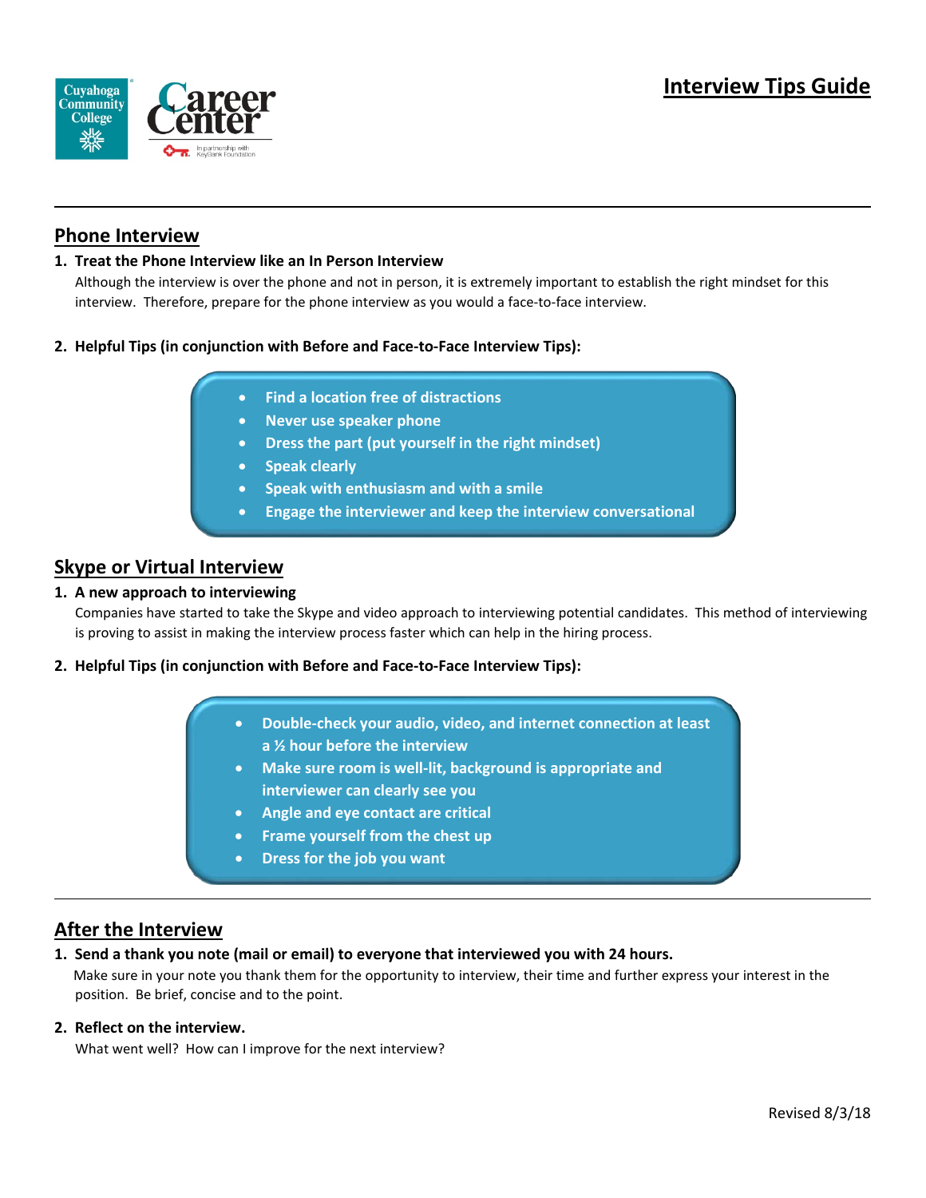# Interview Tips Guide

## Phone Interview

1. **Treat the Phone Interview like an In Person Interview**
   Although the interview is over the phone and not in person, it is extremely important to establish the right mindset for this interview. Therefore, prepare for the phone interview as you would a face-to-face interview.

2. **Helpful Tips (in conjunction with Before and Face-to-Face Interview Tips):**

- **Find a location free of distractions**
- **Never use speaker phone**
- **Dress the part (put yourself in the right mindset)**
- **Speak clearly**
- **Speak with enthusiasm and with a smile**
- **Engage the interviewer and keep the interview conversational**

## Skype or Virtual Interview

1. **A new approach to interviewing**
   Companies have started to take the Skype and video approach to interviewing potential candidates. This method of interviewing is proving to assist in making the interview process faster which can help in the hiring process.

2. **Helpful Tips (in conjunction with Before and Face-to-Face Interview Tips):**

- **Double-check your audio, video, and internet connection at least a ½ hour before the interview**
- **Make sure room is well-lit, background is appropriate and interviewer can clearly see you**
- **Angle and eye contact are critical**
- **Frame yourself from the chest up**
- **Dress for the job you want**

## After the Interview

1. **Send a thank you note (mail or email) to everyone that interviewed you with 24 hours.**
   Make sure in your note you thank them for the opportunity to interview, their time and further express your interest in the position. Be brief, concise and to the point.

2. **Reflect on the interview.**
   What went well? How can I improve for the next interview?

Revised 8/3/18